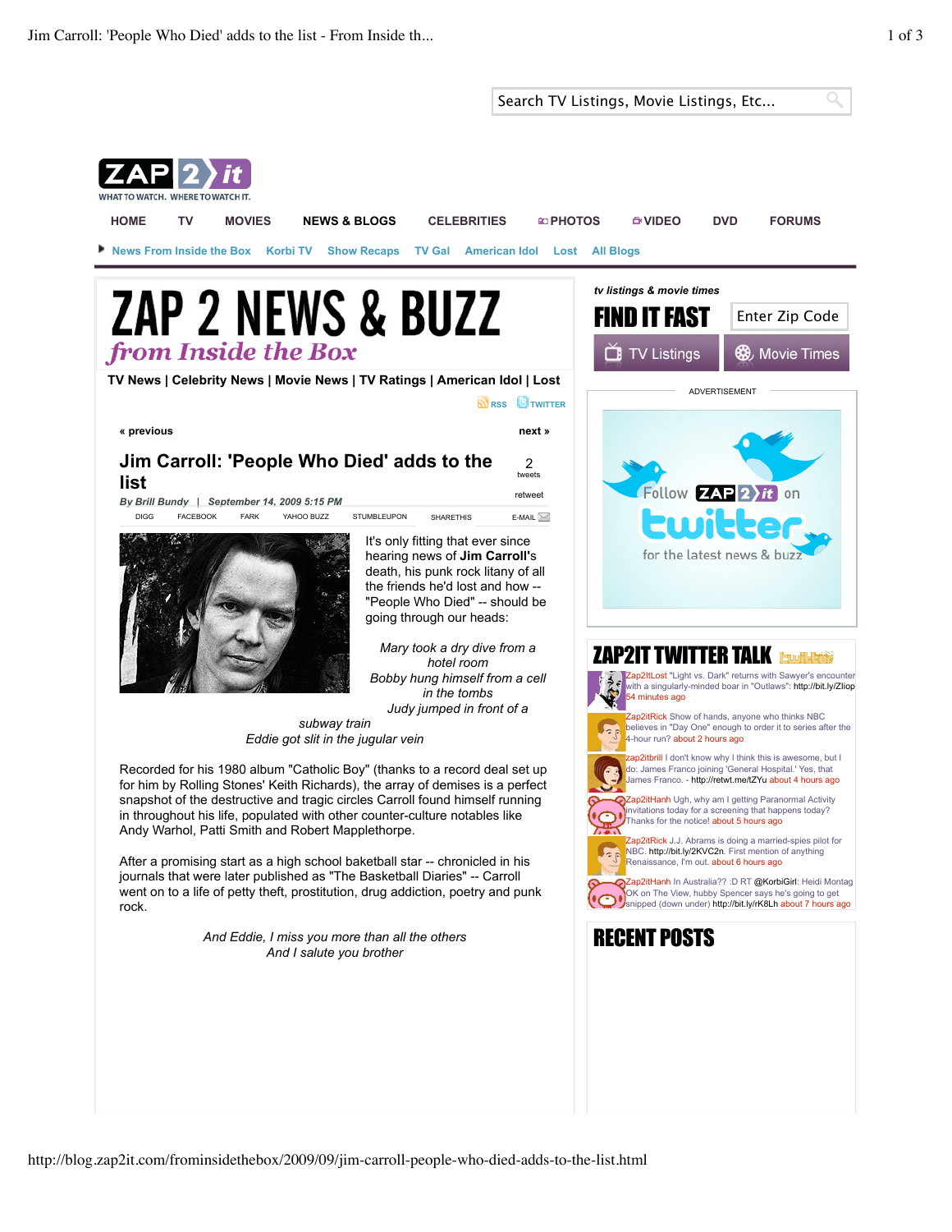Search TV Listings, Movie Listings, Etc...

ZAP2it — WHAT TO WATCH. WHERE TO WATCH IT.

HOME | TV | MOVIES | NEWS & BLOGS | CELEBRITIES | PHOTOS | VIDEO | DVD | FORUMS

News From Inside the Box | Korbi TV | Show Recaps | TV Gal | American Idol | Lost | All Blogs

# ZAP 2 NEWS & BUZZ
## from Inside the Box

TV News | Celebrity News | Movie News | TV Ratings | American Idol | Lost

RSS TWITTER

« previous | next »

## Jim Carroll: 'People Who Died' adds to the list

2 tweets

retweet

*By Brill Bundy | September 14, 2009 5:15 PM*

DIGG FACEBOOK FARK YAHOO BUZZ STUMBLEUPON SHARETHIS E-MAIL

It's only fitting that ever since hearing news of **Jim Carroll**'s death, his punk rock litany of all the friends he'd lost and how -- "People Who Died" -- should be going through our heads:

*Mary took a dry dive from a hotel room*
*Bobby hung himself from a cell in the tombs*
*Judy jumped in front of a subway train*
*Eddie got slit in the jugular vein*

Recorded for his 1980 album "Catholic Boy" (thanks to a record deal set up for him by Rolling Stones' Keith Richards), the array of demises is a perfect snapshot of the destructive and tragic circles Carroll found himself running in throughout his life, populated with other counter-culture notables like Andy Warhol, Patti Smith and Robert Mapplethorpe.

After a promising start as a high school baketball star -- chronicled in his journals that were later published as "The Basketball Diaries" -- Carroll went on to a life of petty theft, prostitution, drug addiction, poetry and punk rock.

*And Eddie, I miss you more than all the others*
*And I salute you brother*

*tv listings & movie times*

**FIND IT FAST**

Enter Zip Code

TV Listings | Movie Times

ADVERTISEMENT

Follow ZAP2it on twitter for the latest news & buzz

## ZAP2IT TWITTER TALK

Zap2ItLost "Light vs. Dark" returns with Sawyer's encounter with a singularly-minded boar in "Outlaws": http://bit.ly/Zliop 54 minutes ago

Zap2itRick Show of hands, anyone who thinks NBC believes in "Day One" enough to order it to series after the 4-hour run? about 2 hours ago

zap2itbrill I don't know why I think this is awesome, but I do: James Franco joining 'General Hospital.' Yes, that James Franco. - http://retwt.me/tZYu about 4 hours ago

Zap2itHanh Ugh, why am I getting Paranormal Activity invitations today for a screening that happens today? Thanks for the notice! about 5 hours ago

Zap2itRick J.J. Abrams is doing a married-spies pilot for NBC. http://bit.ly/2KVC2n. First mention of anything Renaissance, I'm out. about 6 hours ago

Zap2itHanh In Australia?? :D RT @KorbiGirl: Heidi Montag OK on The View, hubby Spencer says he's going to get snipped (down under) http://bit.ly/rK8Lh about 7 hours ago

## RECENT POSTS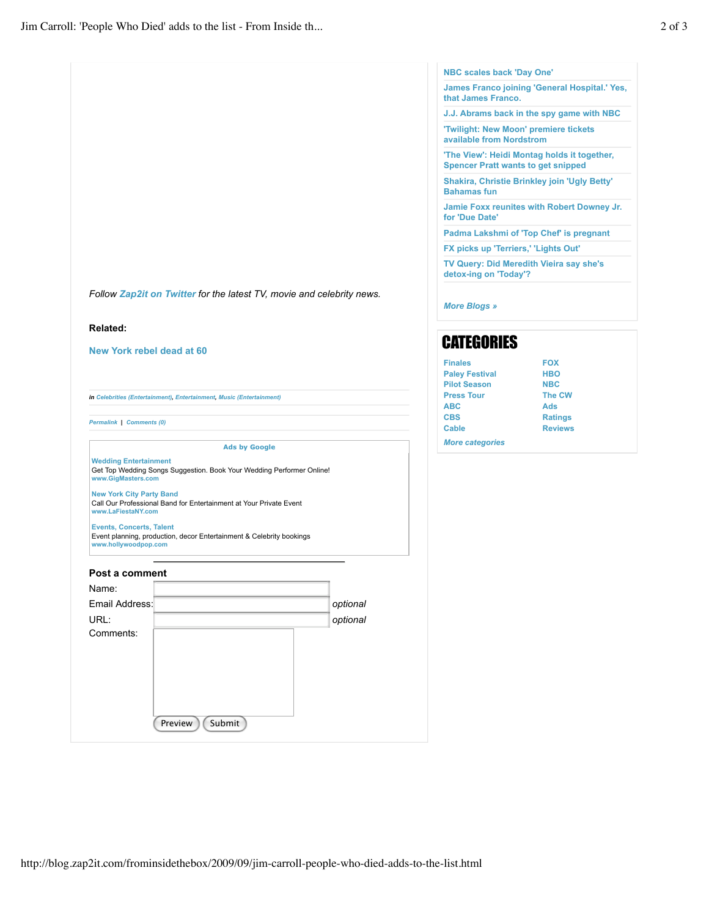*Follow Zap2it on Twitter for the latest TV, movie and celebrity news.*

**Related:**

New York rebel dead at 60

*in Celebrities (Entertainment), Entertainment, Music (Entertainment)*

*Permalink | Comments (0)*

**Ads by Google**

**Wedding Entertainment**
Get Top Wedding Songs Suggestion. Book Your Wedding Performer Online!
www.GigMasters.com

**New York City Party Band**
Call Our Professional Band for Entertainment at Your Private Event
www.LaFiestaNY.com

**Events, Concerts, Talent**
Event planning, production, decor Entertainment & Celebrity bookings
www.hollywoodpop.com

**Post a comment**

Name:

Email Address: *optional*

URL: *optional*

Comments:

Preview Submit

- NBC scales back 'Day One'
- James Franco joining 'General Hospital.' Yes, that James Franco.
- J.J. Abrams back in the spy game with NBC
- 'Twilight: New Moon' premiere tickets available from Nordstrom
- 'The View': Heidi Montag holds it together, Spencer Pratt wants to get snipped
- Shakira, Christie Brinkley join 'Ugly Betty' Bahamas fun
- Jamie Foxx reunites with Robert Downey Jr. for 'Due Date'
- Padma Lakshmi of 'Top Chef' is pregnant
- FX picks up 'Terriers,' 'Lights Out'
- TV Query: Did Meredith Vieira say she's detox-ing on 'Today'?

*More Blogs »*

## CATEGORIES

- Finales
- Paley Festival
- Pilot Season
- Press Tour
- ABC
- CBS
- Cable
- FOX
- HBO
- NBC
- The CW
- Ads
- Ratings
- Reviews

*More categories*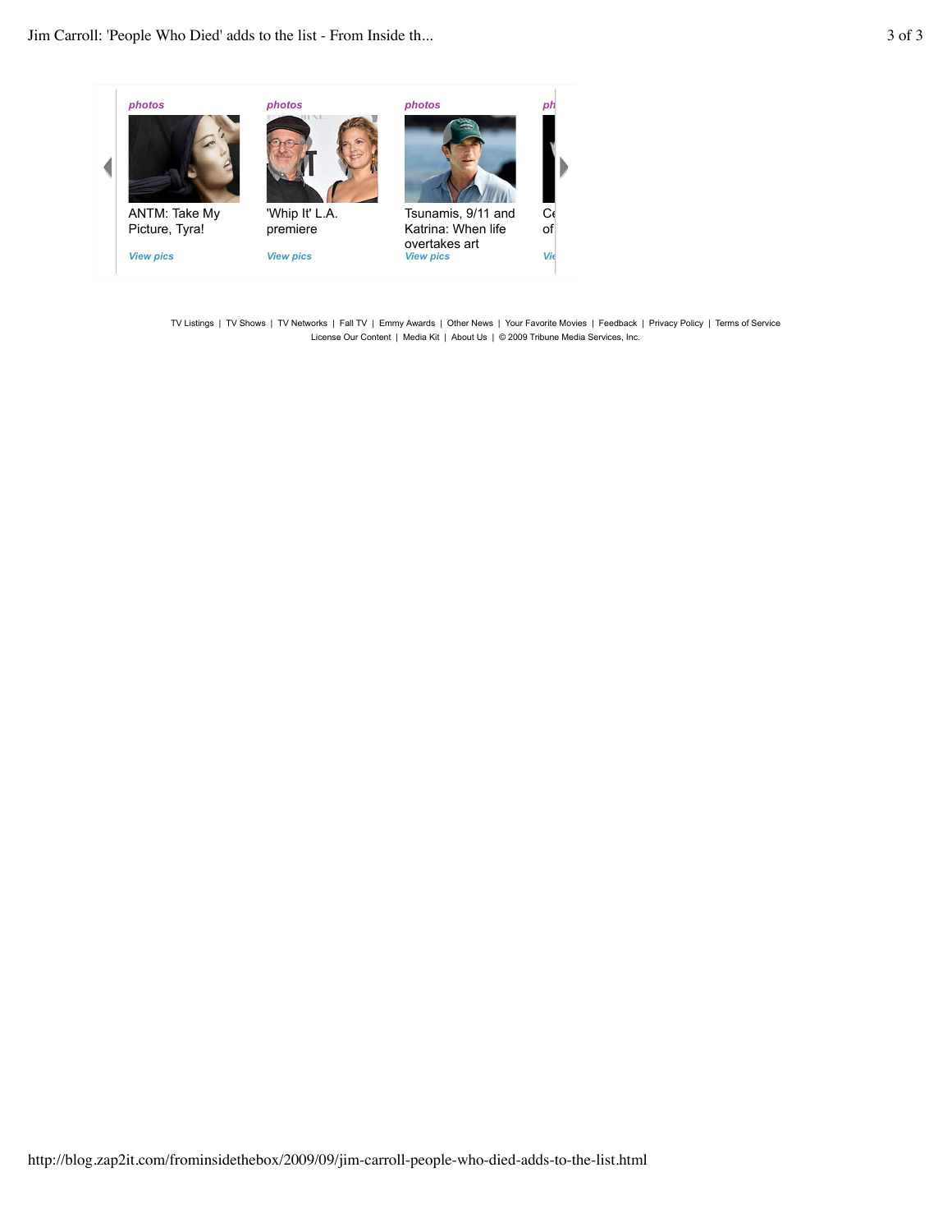*photos*

ANTM: Take My Picture, Tyra!

*View pics*

*photos*

'Whip It' L.A. premiere

*View pics*

*photos*

Tsunamis, 9/11 and Katrina: When life overtakes art

*View pics*

*ph*

Ce of

*Vie*

TV Listings | TV Shows | TV Networks | Fall TV | Emmy Awards | Other News | Your Favorite Movies | Feedback | Privacy Policy | Terms of Service
License Our Content | Media Kit | About Us | © 2009 Tribune Media Services, Inc.